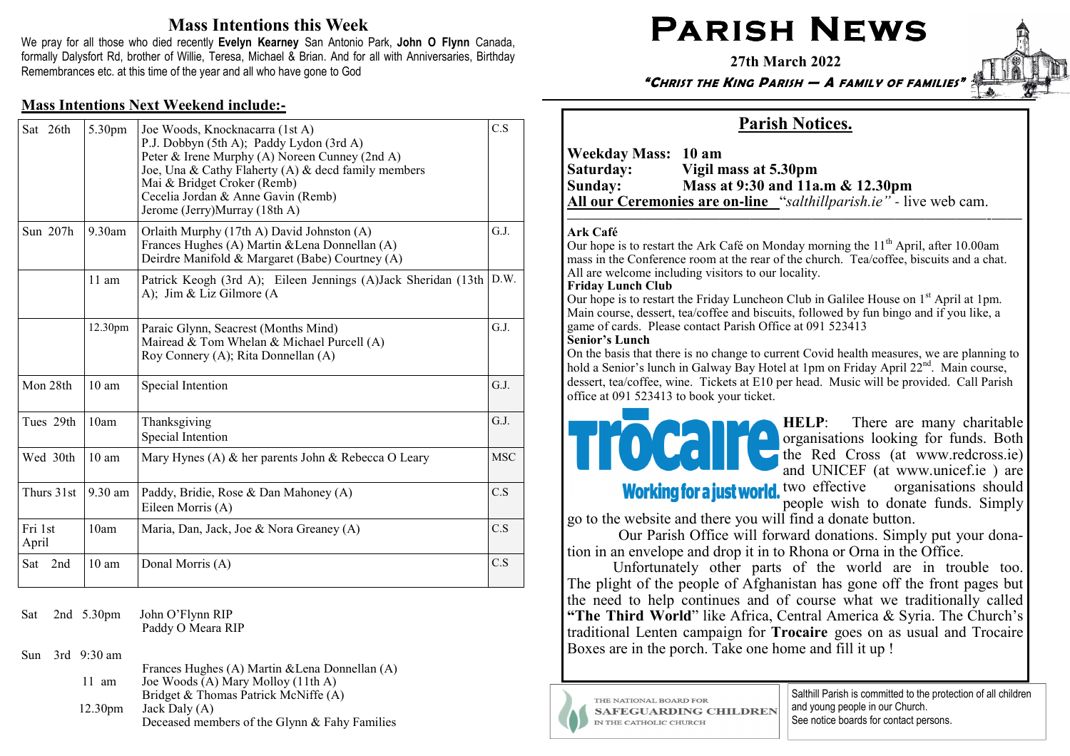## Mass Intentions this Week

We pray for all those who died recently **Evelyn Kearney** San Antonio Park, **John O Flynn** Canada, formally Dalysfort Rd, brother of Willie, Teresa, Michael & Brian. And for all with Anniversaries, Birthday Remembrances etc. at this time of the year and all who have gone to God

### Mass Intentions Next Weekend include:-

| | | | |
|---|---|---|---|
| Sat 26th | 5.30pm | Joe Woods, Knocknacarra (1st A)<br>P.J. Dobbyn (5th A); Paddy Lydon (3rd A)<br>Peter & Irene Murphy (A) Noreen Cunney (2nd A)<br>Joe, Una & Cathy Flaherty (A) & decd family members<br>Mai & Bridget Croker (Remb)<br>Cecelia Jordan & Anne Gavin (Remb)<br>Jerome (Jerry)Murray (18th A) | C.S |
| Sun 207h | 9.30am | Orlaith Murphy (17th A) David Johnston (A)<br>Frances Hughes (A) Martin &Lena Donnellan (A)<br>Deirdre Manifold & Margaret (Babe) Courtney (A) | G.J. |
| | 11 am | Patrick Keogh (3rd A); Eileen Jennings (A)Jack Sheridan (13th A); Jim & Liz Gilmore (A | D.W. |
| | 12.30pm | Paraic Glynn, Seacrest (Months Mind)<br>Mairead & Tom Whelan & Michael Purcell (A)<br>Roy Connery (A); Rita Donnellan (A) | G.J. |
| Mon 28th | 10 am | Special Intention | G.J. |
| Tues 29th | 10am | Thanksgiving<br>Special Intention | G.J. |
| Wed 30th | 10 am | Mary Hynes (A) & her parents John & Rebecca O Leary | MSC |
| Thurs 31st | 9.30 am | Paddy, Bridie, Rose & Dan Mahoney (A)<br>Eileen Morris (A) | C.S |
| Fri 1st April | 10am | Maria, Dan, Jack, Joe & Nora Greaney (A) | C.S |
| Sat 2nd | 10 am | Donal Morris (A) | C.S |

Sat 2nd 5.30pm John O'Flynn RIP
Paddy O Meara RIP

Sun 3rd 9:30 am
Frances Hughes (A) Martin &Lena Donnellan (A)
11 am Joe Woods (A) Mary Molloy (11th A)
Bridget & Thomas Patrick McNiffe (A)
12.30pm Jack Daly (A)
Deceased members of the Glynn & Fahy Families

# Parish News

**27th March 2022**

***"Christ the King Parish — A family of families"***

## Parish Notices.

**Weekday Mass: 10 am**
**Saturday: Vigil mass at 5.30pm**
**Sunday: Mass at 9:30 and 11a.m & 12.30pm**
**All our Ceremonies are on-line** "*salthillparish.ie"* - live web cam.

**Ark Café**
Our hope is to restart the Ark Café on Monday morning the 11th April, after 10.00am mass in the Conference room at the rear of the church. Tea/coffee, biscuits and a chat. All are welcome including visitors to our locality.

**Friday Lunch Club**
Our hope is to restart the Friday Luncheon Club in Galilee House on 1st April at 1pm. Main course, dessert, tea/coffee and biscuits, followed by fun bingo and if you like, a game of cards. Please contact Parish Office at 091 523413

**Senior's Lunch**
On the basis that there is no change to current Covid health measures, we are planning to hold a Senior's lunch in Galway Bay Hotel at 1pm on Friday April 22nd. Main course, dessert, tea/coffee, wine. Tickets at E10 per head. Music will be provided. Call Parish office at 091 523413 to book your ticket.

Trócaire
Working for a just world.

**HELP**: There are many charitable organisations looking for funds. Both the Red Cross (at www.redcross.ie) and UNICEF (at www.unicef.ie ) are two effective organisations should people wish to donate funds. Simply go to the website and there you will find a donate button.

Our Parish Office will forward donations. Simply put your donation in an envelope and drop it in to Rhona or Orna in the Office.

Unfortunately other parts of the world are in trouble too. The plight of the people of Afghanistan has gone off the front pages but the need to help continues and of course what we traditionally called **"The Third World"** like Africa, Central America & Syria. The Church's traditional Lenten campaign for **Trocaire** goes on as usual and Trocaire Boxes are in the porch. Take one home and fill it up !

THE NATIONAL BOARD FOR SAFEGUARDING CHILDREN IN THE CATHOLIC CHURCH

Salthill Parish is committed to the protection of all children and young people in our Church.
See notice boards for contact persons.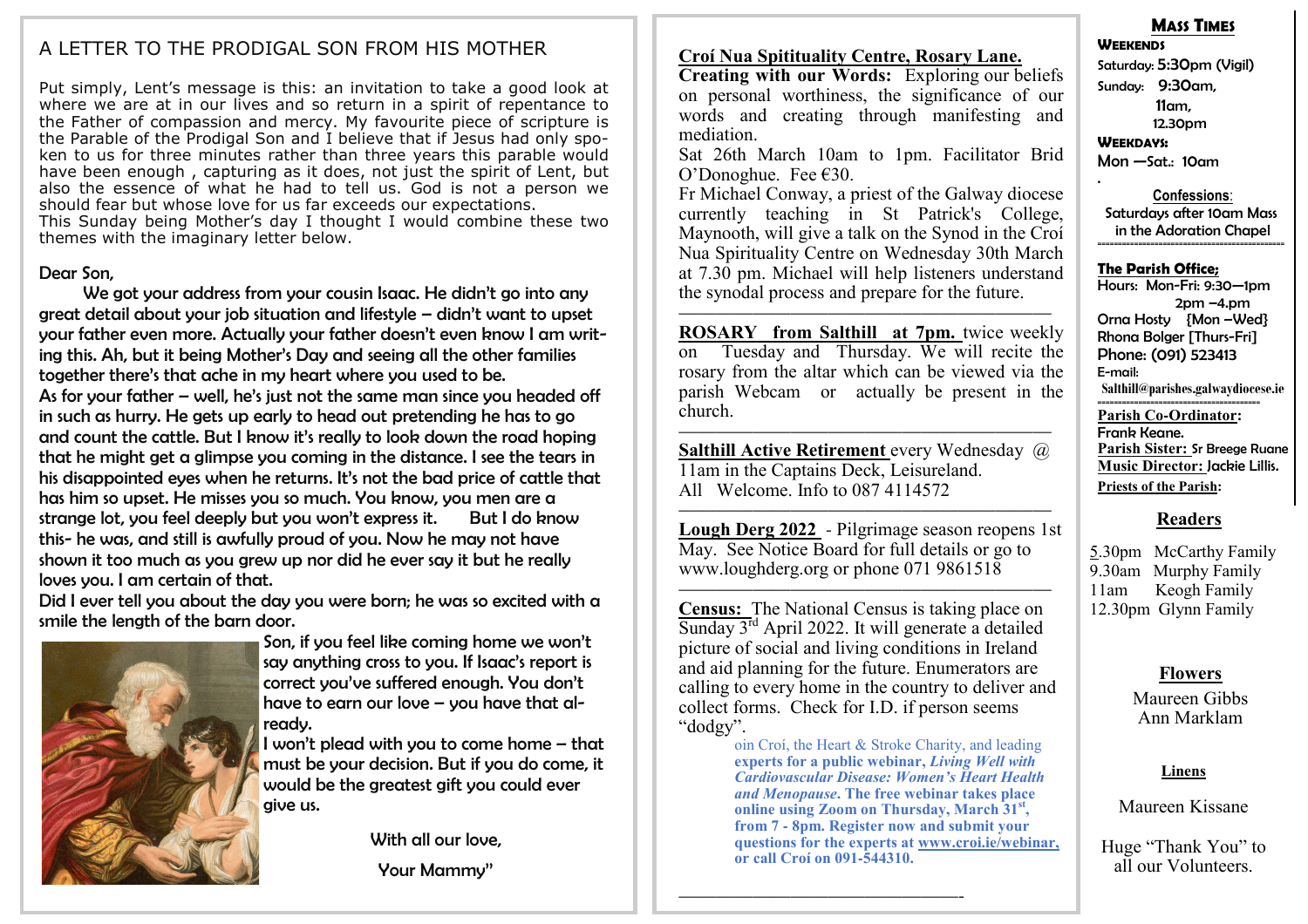# A LETTER TO THE PRODIGAL SON FROM HIS MOTHER

Put simply, Lent's message is this: an invitation to take a good look at where we are at in our lives and so return in a spirit of repentance to the Father of compassion and mercy. My favourite piece of scripture is the Parable of the Prodigal Son and I believe that if Jesus had only spoken to us for three minutes rather than three years this parable would have been enough , capturing as it does, not just the spirit of Lent, but also the essence of what he had to tell us. God is not a person we should fear but whose love for us far exceeds our expectations.
This Sunday being Mother's day I thought I would combine these two themes with the imaginary letter below.

Dear Son,

We got your address from your cousin Isaac. He didn't go into any great detail about your job situation and lifestyle – didn't want to upset your father even more. Actually your father doesn't even know I am writing this. Ah, but it being Mother's Day and seeing all the other families together there's that ache in my heart where you used to be.
As for your father – well, he's just not the same man since you headed off in such as hurry. He gets up early to head out pretending he has to go and count the cattle. But I know it's really to look down the road hoping that he might get a glimpse you coming in the distance. I see the tears in his disappointed eyes when he returns. It's not the bad price of cattle that has him so upset. He misses you so much. You know, you men are a strange lot, you feel deeply but you won't express it. But I do know this- he was, and still is awfully proud of you. Now he may not have shown it too much as you grew up nor did he ever say it but he really loves you. I am certain of that.
Did I ever tell you about the day you were born; he was so excited with a smile the length of the barn door.
Son, if you feel like coming home we won't say anything cross to you. If Isaac's report is correct you've suffered enough. You don't have to earn our love – you have that already.
I won't plead with you to come home – that must be your decision. But if you do come, it would be the greatest gift you could ever give us.

With all our love,

Your Mammy"

**Croí Nua Spitituality Centre, Rosary Lane.**
**Creating with our Words:** Exploring our beliefs on personal worthiness, the significance of our words and creating through manifesting and mediation.
Sat 26th March 10am to 1pm. Facilitator Brid O'Donoghue. Fee €30.
Fr Michael Conway, a priest of the Galway diocese currently teaching in St Patrick's College, Maynooth, will give a talk on the Synod in the Croí Nua Spirituality Centre on Wednesday 30th March at 7.30 pm. Michael will help listeners understand the synodal process and prepare for the future.

---

**ROSARY from Salthill at 7pm.** twice weekly on Tuesday and Thursday. We will recite the rosary from the altar which can be viewed via the parish Webcam or actually be present in the church.

---

**Salthill Active Retirement** every Wednesday @ 11am in the Captains Deck, Leisureland. All Welcome. Info to 087 4114572

---

**Lough Derg 2022** - Pilgrimage season reopens 1st May. See Notice Board for full details or go to www.loughderg.org or phone 071 9861518

---

**Census:** The National Census is taking place on Sunday 3rd April 2022. It will generate a detailed picture of social and living conditions in Ireland and aid planning for the future. Enumerators are calling to every home in the country to deliver and collect forms. Check for I.D. if person seems "dodgy".

oin Croí, the Heart & Stroke Charity, and leading **experts for a public webinar, *Living Well with Cardiovascular Disease: Women's Heart Health and Menopause*. The free webinar takes place online using Zoom on Thursday, March 31st, from 7 - 8pm. Register now and submit your questions for the experts at www.croi.ie/webinar, or call Croí on 091-544310.**

---

**Mass Times**

**Weekends**
Saturday: 5:30pm (Vigil)
Sunday: 9:30am, 11am, 12.30pm

**Weekdays:**
Mon —Sat.: 10am

**Confessions:**
Saturdays after 10am Mass in the Adoration Chapel

**The Parish Office;**
Hours: Mon-Fri: 9:30—1pm
2pm –4.pm
Orna Hosty {Mon –Wed}
Rhona Bolger [Thurs-Fri]
Phone: (091) 523413
E-mail: Salthill@parishes.galwaydiocese.ie

**Parish Co-Ordinator:** Frank Keane.
**Parish Sister:** Sr Breege Ruane
**Music Director:** Jackie Lillis.
**Priests of the Parish:**

## Readers

5.30pm McCarthy Family
9.30am Murphy Family
11am Keogh Family
12.30pm Glynn Family

## Flowers

Maureen Gibbs
Ann Marklam

**Linens**

Maureen Kissane

Huge "Thank You" to all our Volunteers.